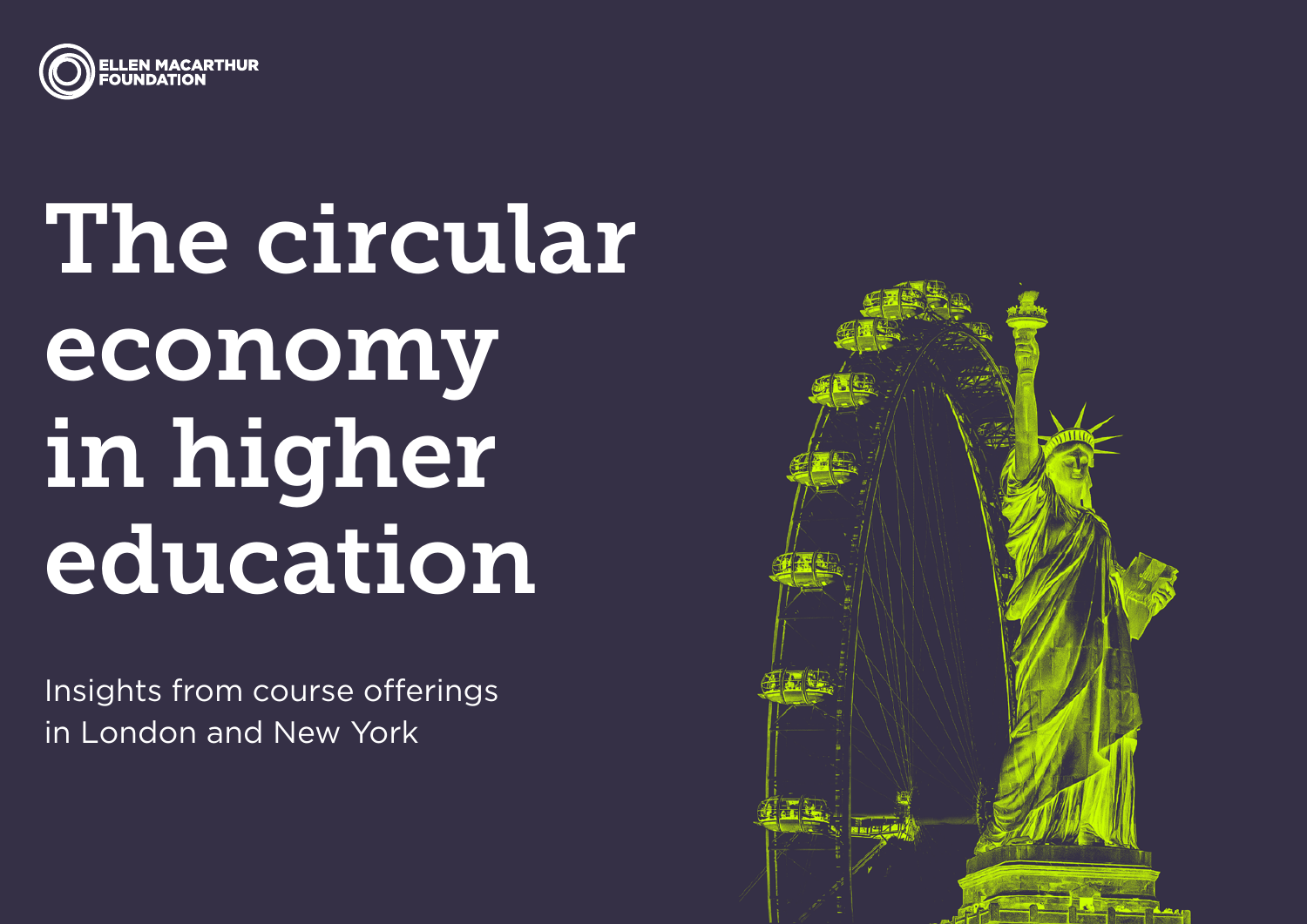ELLEN MACARTHUR FOUNDATION

# The circular economy in higher education

Insights from course offerings in London and New York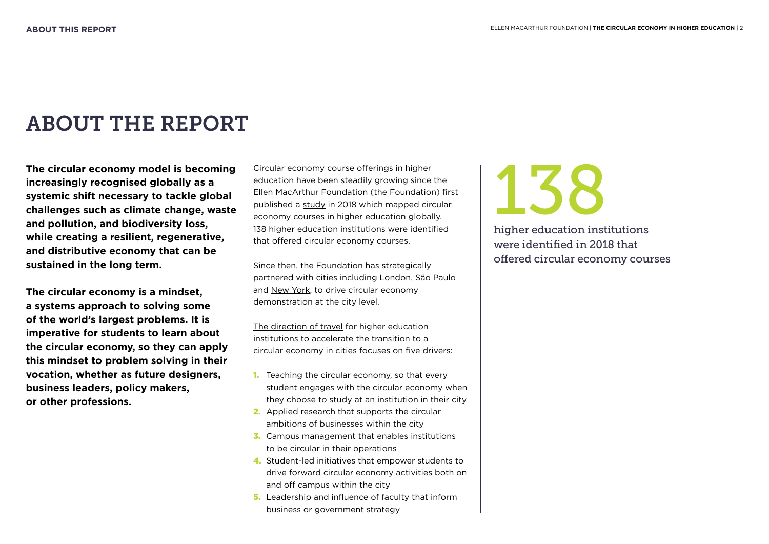# ABOUT THE REPORT

**The circular economy model is becoming increasingly recognised globally as a systemic shift necessary to tackle global challenges such as climate change, waste and pollution, and biodiversity loss, while creating a resilient, regenerative, and distributive economy that can be sustained in the long term.**

**The circular economy is a mindset, a systems approach to solving some of the world's largest problems. It is imperative for students to learn about the circular economy, so they can apply this mindset to problem solving in their vocation, whether as future designers, business leaders, policy makers, or other professions.**

Circular economy course offerings in higher education have been steadily growing since the Ellen MacArthur Foundation (the Foundation) first published a study in 2018 which mapped circular economy courses in higher education globally. 138 higher education institutions were identified that offered circular economy courses.

Since then, the Foundation has strategically partnered with cities including London, São Paulo and New York, to drive circular economy demonstration at the city level.

The direction of travel for higher education institutions to accelerate the transition to a circular economy in cities focuses on five drivers:

1. Teaching the circular economy, so that every student engages with the circular economy when they choose to study at an institution in their city
2. Applied research that supports the circular ambitions of businesses within the city
3. Campus management that enables institutions to be circular in their operations
4. Student-led initiatives that empower students to drive forward circular economy activities both on and off campus within the city
5. Leadership and influence of faculty that inform business or government strategy

138

higher education institutions were identified in 2018 that offered circular economy courses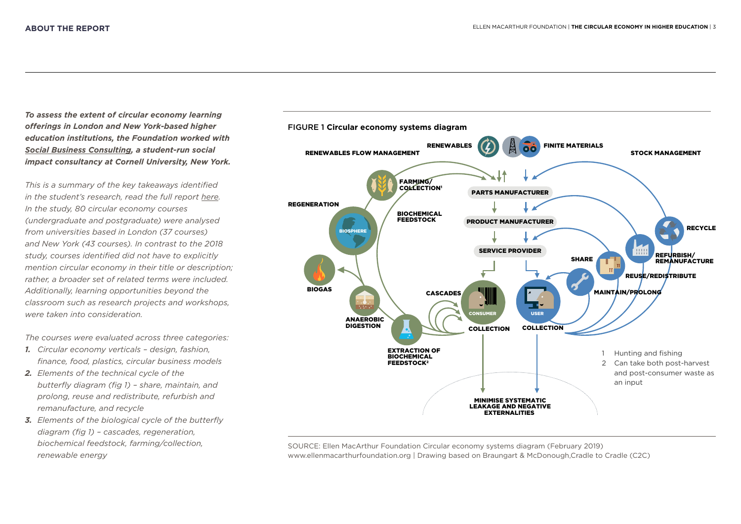## ABOUT THE REPORT

***To assess the extent of circular economy learning offerings in London and New York-based higher education institutions, the Foundation worked with Social Business Consulting, a student-run social impact consultancy at Cornell University, New York.***

*This is a summary of the key takeaways identified in the student's research, read the full report here. In the study, 80 circular economy courses (undergraduate and postgraduate) were analysed from universities based in London (37 courses) and New York (43 courses). In contrast to the 2018 study, courses identified did not have to explicitly mention circular economy in their title or description; rather, a broader set of related terms were included. Additionally, learning opportunities beyond the classroom such as research projects and workshops, were taken into consideration.*

*The courses were evaluated across three categories:*

1. *Circular economy verticals – design, fashion, finance, food, plastics, circular business models*
2. *Elements of the technical cycle of the butterfly diagram (fig 1) – share, maintain, and prolong, reuse and redistribute, refurbish and remanufacture, and recycle*
3. *Elements of the biological cycle of the butterfly diagram (fig 1) – cascades, regeneration, biochemical feedstock, farming/collection, renewable energy*

FIGURE 1 **Circular economy systems diagram**

RENEWABLES | FINITE MATERIALS

RENEWABLES FLOW MANAGEMENT | STOCK MANAGEMENT

FARMING/COLLECTION[1] | PARTS MANUFACTURER | PRODUCT MANUFACTURER | SERVICE PROVIDER | REGENERATION | BIOSPHERE | BIOCHEMICAL FEEDSTOCK | BIOGAS | ANAEROBIC DIGESTION | EXTRACTION OF BIOCHEMICAL FEEDSTOCK[2] | CASCADES | CONSUMER | COLLECTION | USER | COLLECTION | SHARE | MAINTAIN/PROLONG | REUSE/REDISTRIBUTE | REFURBISH/REMANUFACTURE | RECYCLE

MINIMISE SYSTEMATIC LEAKAGE AND NEGATIVE EXTERNALITIES

1 Hunting and fishing
2 Can take both post-harvest and post-consumer waste as an input

SOURCE: Ellen MacArthur Foundation Circular economy systems diagram (February 2019)
www.ellenmacarthurfoundation.org | Drawing based on Braungart & McDonough,Cradle to Cradle (C2C)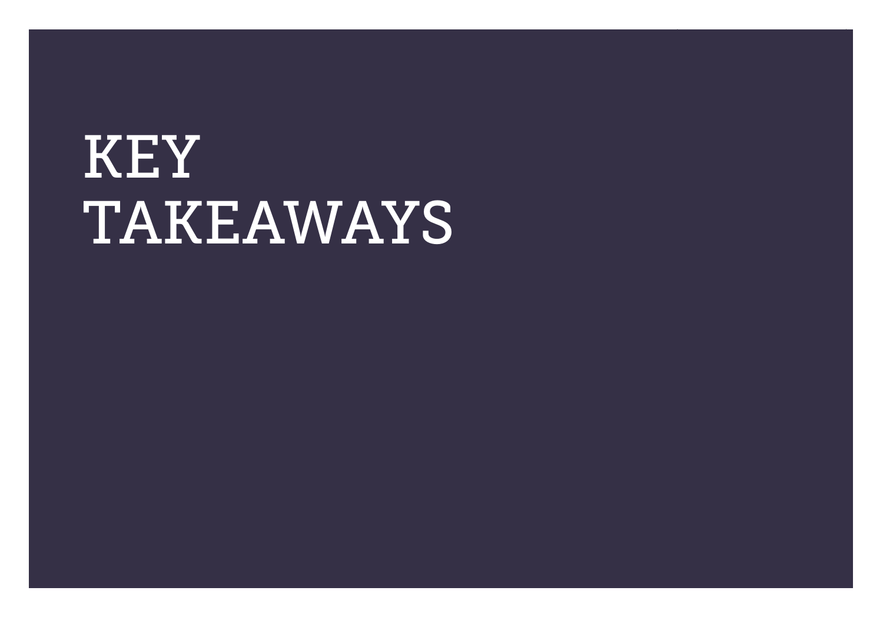# KEY TAKEAWAYS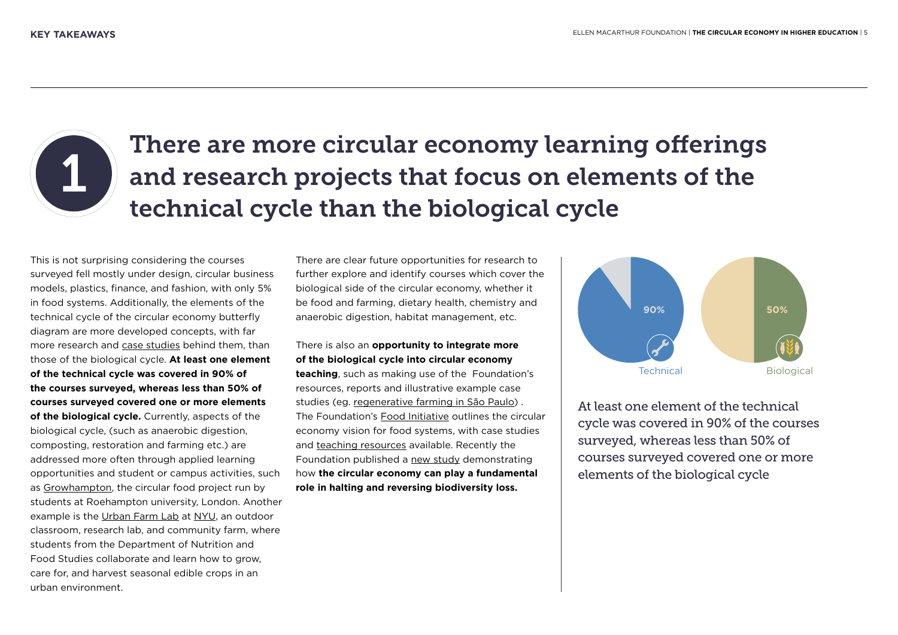# 1 There are more circular economy learning offerings and research projects that focus on elements of the technical cycle than the biological cycle

This is not surprising considering the courses surveyed fell mostly under design, circular business models, plastics, finance, and fashion, with only 5% in food systems. Additionally, the elements of the technical cycle of the circular economy butterfly diagram are more developed concepts, with far more research and case studies behind them, than those of the biological cycle. **At least one element of the technical cycle was covered in 90% of the courses surveyed, whereas less than 50% of courses surveyed covered one or more elements of the biological cycle.** Currently, aspects of the biological cycle, (such as anaerobic digestion, composting, restoration and farming etc.) are addressed more often through applied learning opportunities and student or campus activities, such as Growhampton, the circular food project run by students at Roehampton university, London. Another example is the Urban Farm Lab at NYU, an outdoor classroom, research lab, and community farm, where students from the Department of Nutrition and Food Studies collaborate and learn how to grow, care for, and harvest seasonal edible crops in an urban environment.

There are clear future opportunities for research to further explore and identify courses which cover the biological side of the circular economy, whether it be food and farming, dietary health, chemistry and anaerobic digestion, habitat management, etc.

There is also an **opportunity to integrate more of the biological cycle into circular economy teaching**, such as making use of the Foundation's resources, reports and illustrative example case studies (eg. regenerative farming in São Paulo) . The Foundation's Food Initiative outlines the circular economy vision for food systems, with case studies and teaching resources available. Recently the Foundation published a new study demonstrating how **the circular economy can play a fundamental role in halting and reversing biodiversity loss.**

90% Technical

50% Biological

At least one element of the technical cycle was covered in 90% of the courses surveyed, whereas less than 50% of courses surveyed covered one or more elements of the biological cycle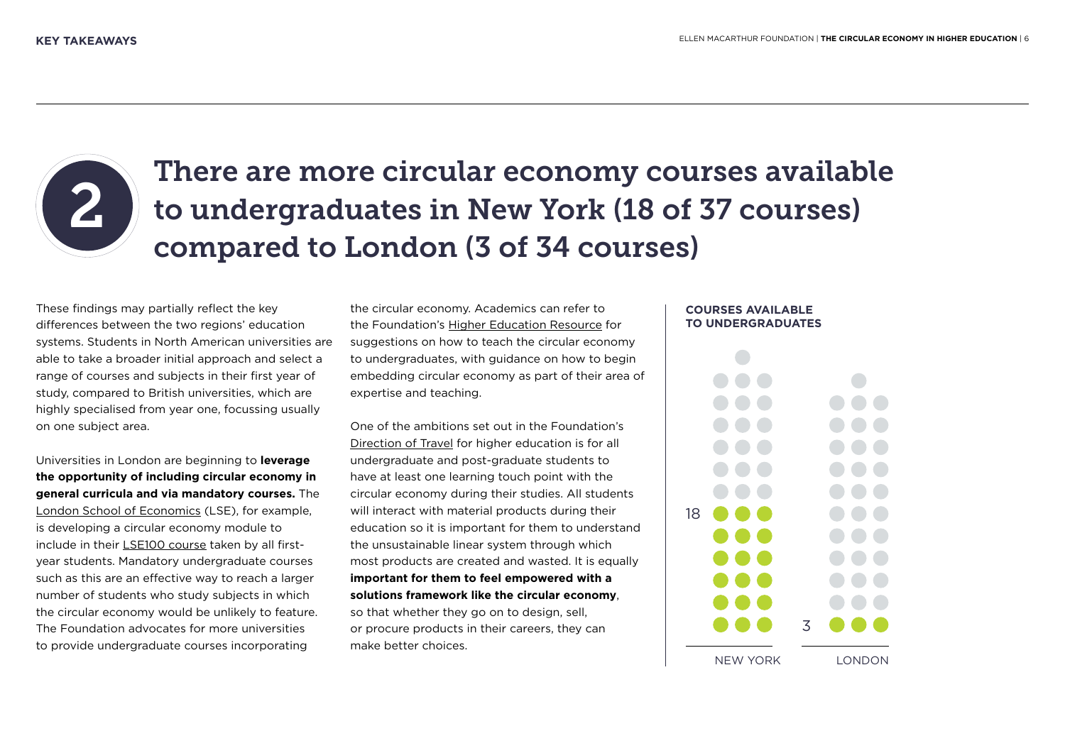KEY TAKEAWAYS

# 2 There are more circular economy courses available to undergraduates in New York (18 of 37 courses) compared to London (3 of 34 courses)

These findings may partially reflect the key differences between the two regions' education systems. Students in North American universities are able to take a broader initial approach and select a range of courses and subjects in their first year of study, compared to British universities, which are highly specialised from year one, focussing usually on one subject area.

Universities in London are beginning to **leverage the opportunity of including circular economy in general curricula and via mandatory courses.** The London School of Economics (LSE), for example, is developing a circular economy module to include in their LSE100 course taken by all first-year students. Mandatory undergraduate courses such as this are an effective way to reach a larger number of students who study subjects in which the circular economy would be unlikely to feature. The Foundation advocates for more universities to provide undergraduate courses incorporating the circular economy. Academics can refer to the Foundation's Higher Education Resource for suggestions on how to teach the circular economy to undergraduates, with guidance on how to begin embedding circular economy as part of their area of expertise and teaching.

One of the ambitions set out in the Foundation's Direction of Travel for higher education is for all undergraduate and post-graduate students to have at least one learning touch point with the circular economy during their studies. All students will interact with material products during their education so it is important for them to understand the unsustainable linear system through which most products are created and wasted. It is equally **important for them to feel empowered with a solutions framework like the circular economy**, so that whether they go on to design, sell, or procure products in their careers, they can make better choices.

**COURSES AVAILABLE TO UNDERGRADUATES**

| | NEW YORK | LONDON |
|---|---|---|
| Courses available to undergraduates | 18 | 3 |
| Total courses | 37 | 34 |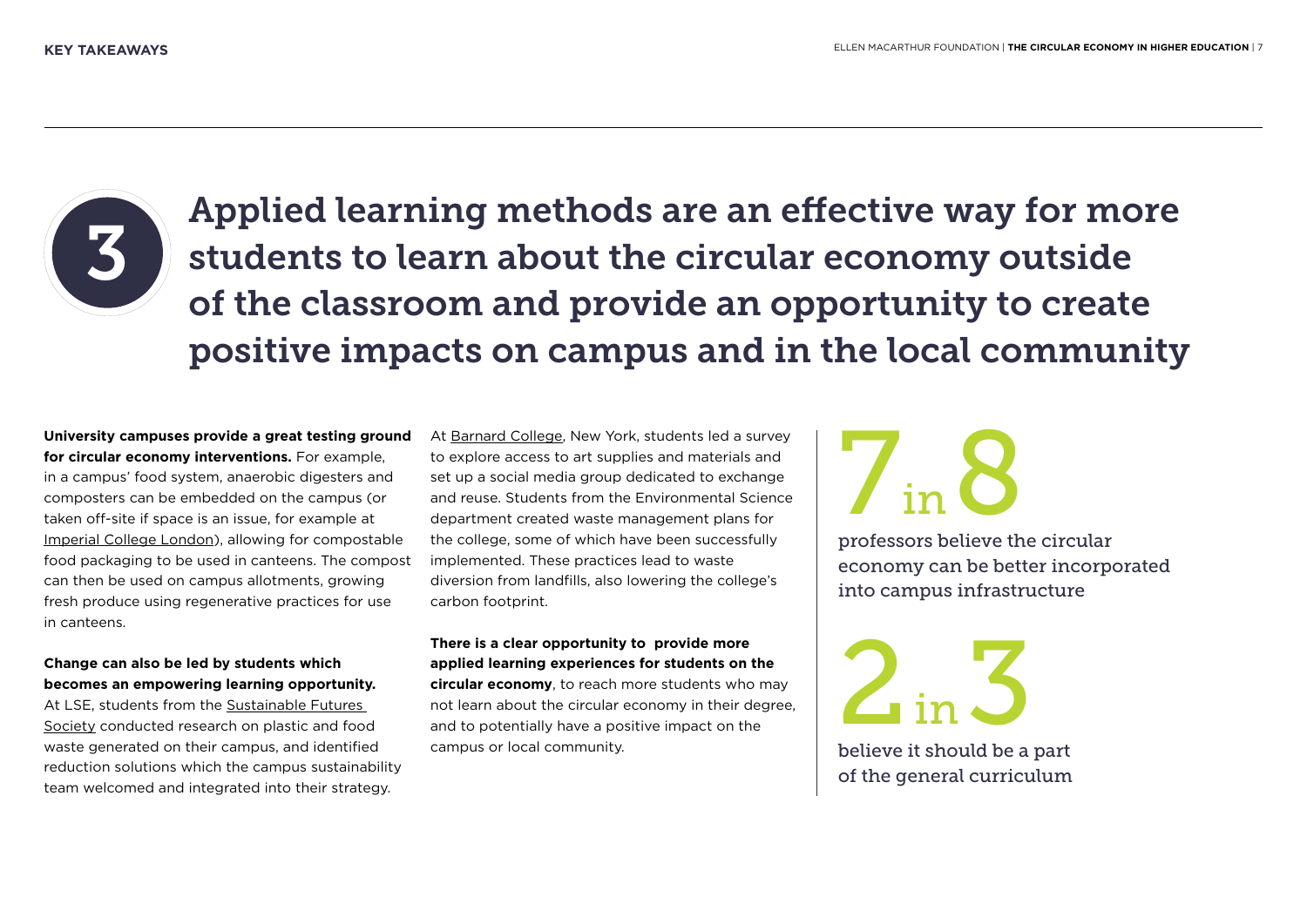## KEY TAKEAWAYS

# 3 Applied learning methods are an effective way for more students to learn about the circular economy outside of the classroom and provide an opportunity to create positive impacts on campus and in the local community

**University campuses provide a great testing ground for circular economy interventions.** For example, in a campus' food system, anaerobic digesters and composters can be embedded on the campus (or taken off-site if space is an issue, for example at Imperial College London), allowing for compostable food packaging to be used in canteens. The compost can then be used on campus allotments, growing fresh produce using regenerative practices for use in canteens.

**Change can also be led by students which becomes an empowering learning opportunity.** At LSE, students from the Sustainable Futures Society conducted research on plastic and food waste generated on their campus, and identified reduction solutions which the campus sustainability team welcomed and integrated into their strategy.

At Barnard College, New York, students led a survey to explore access to art supplies and materials and set up a social media group dedicated to exchange and reuse. Students from the Environmental Science department created waste management plans for the college, some of which have been successfully implemented. These practices lead to waste diversion from landfills, also lowering the college's carbon footprint.

**There is a clear opportunity to provide more applied learning experiences for students on the circular economy**, to reach more students who may not learn about the circular economy in their degree, and to potentially have a positive impact on the campus or local community.

**7 in 8**

professors believe the circular economy can be better incorporated into campus infrastructure

**2 in 3**

believe it should be a part of the general curriculum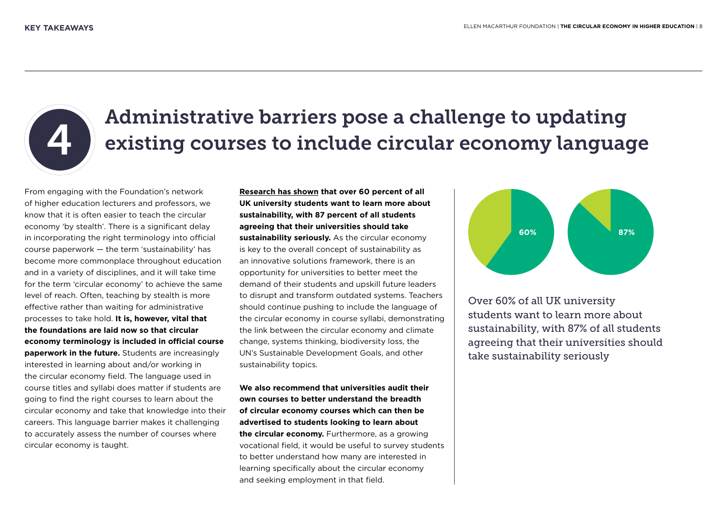# 4 Administrative barriers pose a challenge to updating existing courses to include circular economy language

From engaging with the Foundation's network of higher education lecturers and professors, we know that it is often easier to teach the circular economy 'by stealth'. There is a significant delay in incorporating the right terminology into official course paperwork — the term 'sustainability' has become more commonplace throughout education and in a variety of disciplines, and it will take time for the term 'circular economy' to achieve the same level of reach. Often, teaching by stealth is more effective rather than waiting for administrative processes to take hold. **It is, however, vital that the foundations are laid now so that circular economy terminology is included in official course paperwork in the future.** Students are increasingly interested in learning about and/or working in the circular economy field. The language used in course titles and syllabi does matter if students are going to find the right courses to learn about the circular economy and take that knowledge into their careers. This language barrier makes it challenging to accurately assess the number of courses where circular economy is taught.

**Research has shown that over 60 percent of all UK university students want to learn more about sustainability, with 87 percent of all students agreeing that their universities should take sustainability seriously.** As the circular economy is key to the overall concept of sustainability as an innovative solutions framework, there is an opportunity for universities to better meet the demand of their students and upskill future leaders to disrupt and transform outdated systems. Teachers should continue pushing to include the language of the circular economy in course syllabi, demonstrating the link between the circular economy and climate change, systems thinking, biodiversity loss, the UN's Sustainable Development Goals, and other sustainability topics.

**We also recommend that universities audit their own courses to better understand the breadth of circular economy courses which can then be advertised to students looking to learn about the circular economy.** Furthermore, as a growing vocational field, it would be useful to survey students to better understand how many are interested in learning specifically about the circular economy and seeking employment in that field.

60%

87%

Over 60% of all UK university students want to learn more about sustainability, with 87% of all students agreeing that their universities should take sustainability seriously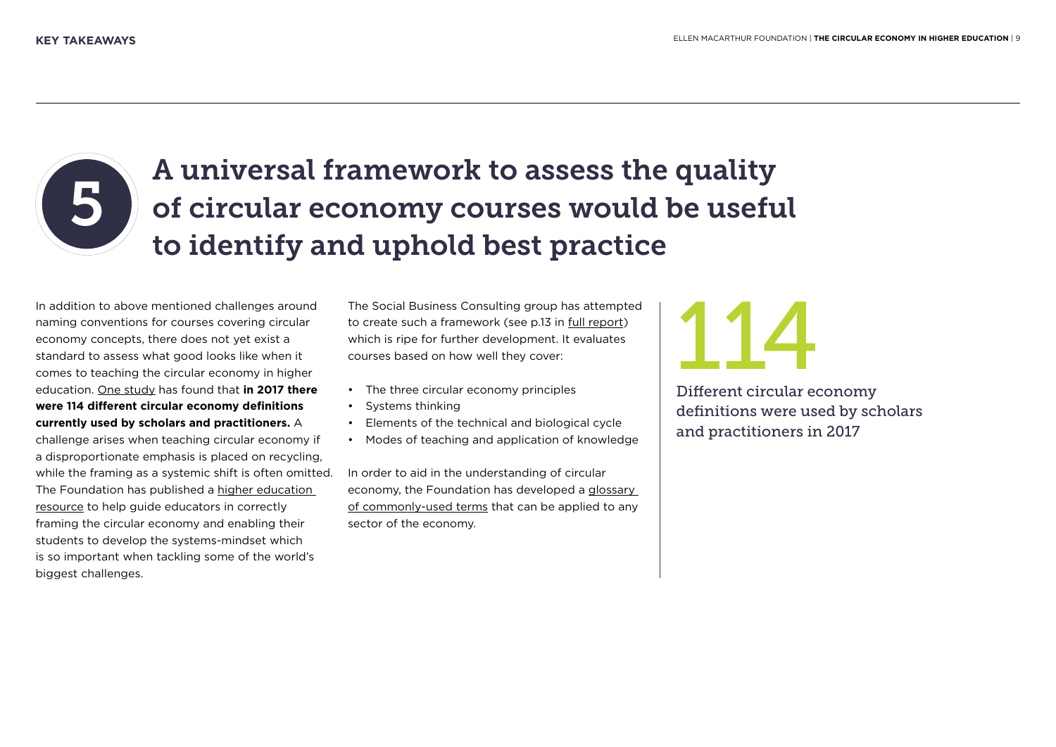KEY TAKEAWAYS

# 5 A universal framework to assess the quality of circular economy courses would be useful to identify and uphold best practice

In addition to above mentioned challenges around naming conventions for courses covering circular economy concepts, there does not yet exist a standard to assess what good looks like when it comes to teaching the circular economy in higher education. One study has found that **in 2017 there were 114 different circular economy definitions currently used by scholars and practitioners.** A challenge arises when teaching circular economy if a disproportionate emphasis is placed on recycling, while the framing as a systemic shift is often omitted. The Foundation has published a higher education resource to help guide educators in correctly framing the circular economy and enabling their students to develop the systems-mindset which is so important when tackling some of the world's biggest challenges.

The Social Business Consulting group has attempted to create such a framework (see p.13 in full report) which is ripe for further development. It evaluates courses based on how well they cover:

- The three circular economy principles
- Systems thinking
- Elements of the technical and biological cycle
- Modes of teaching and application of knowledge

In order to aid in the understanding of circular economy, the Foundation has developed a glossary of commonly-used terms that can be applied to any sector of the economy.

114

Different circular economy definitions were used by scholars and practitioners in 2017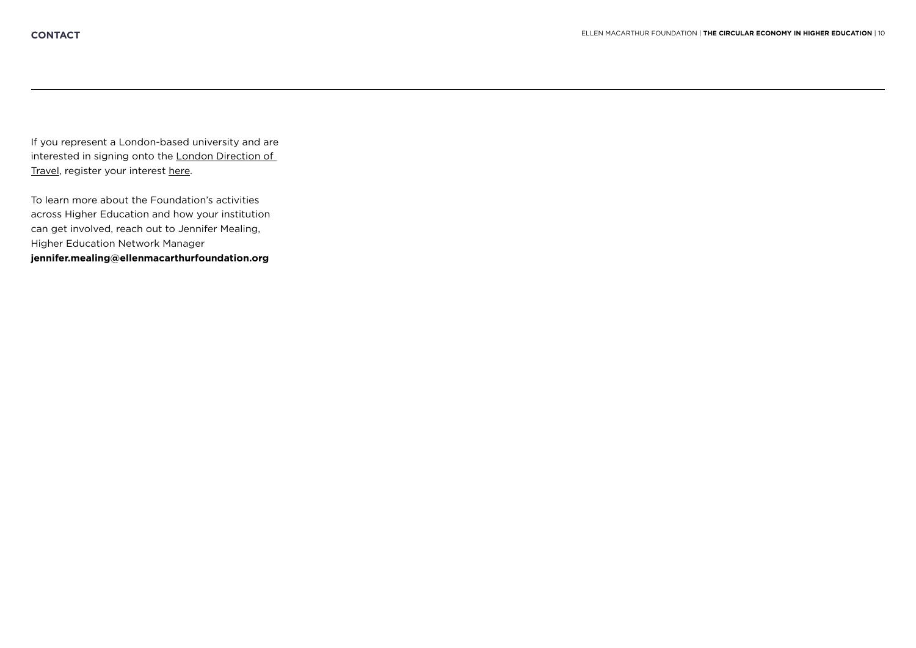# CONTACT

If you represent a London-based university and are interested in signing onto the London Direction of Travel, register your interest here.

To learn more about the Foundation's activities across Higher Education and how your institution can get involved, reach out to Jennifer Mealing, Higher Education Network Manager
**jennifer.mealing@ellenmacarthurfoundation.org**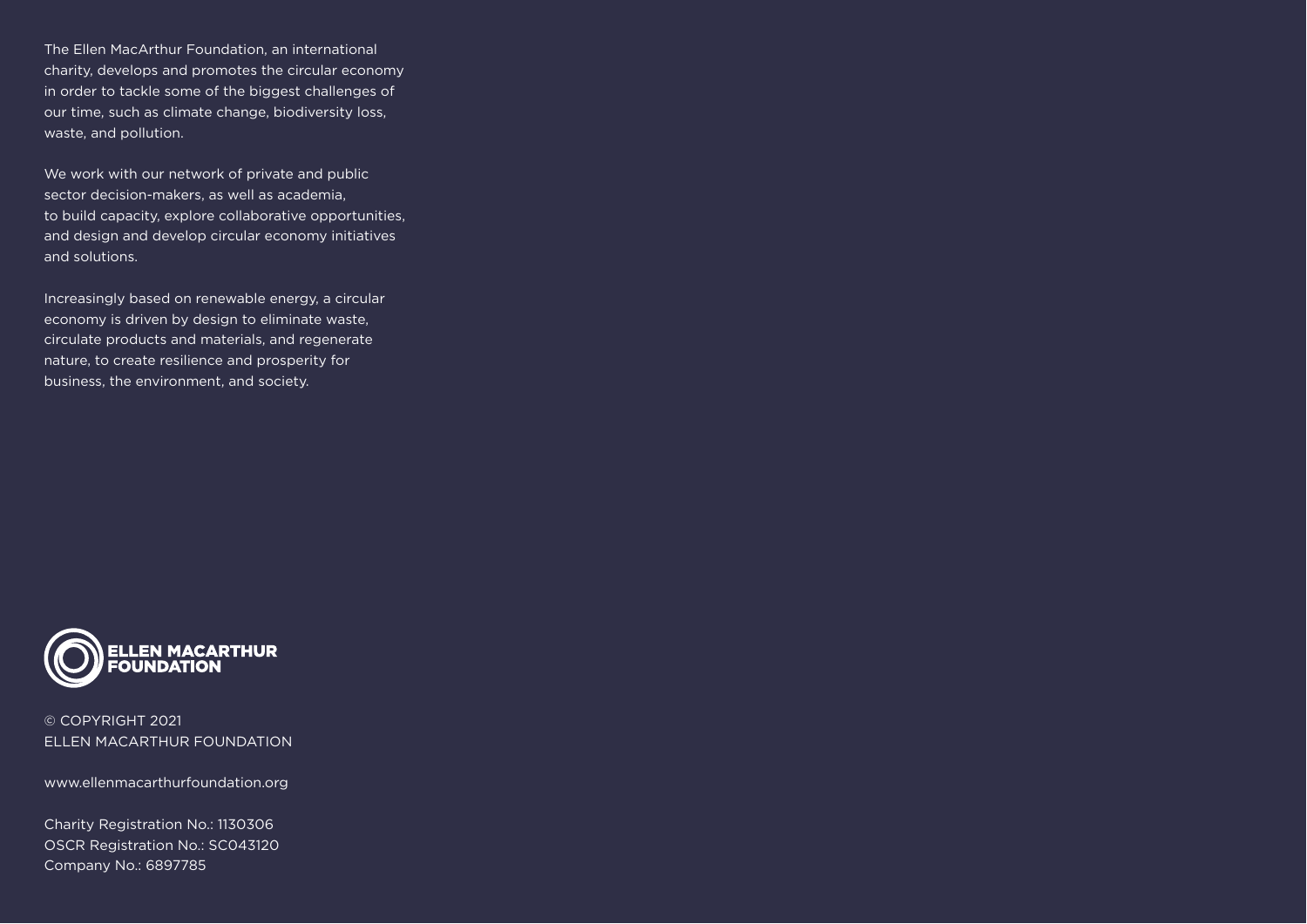The Ellen MacArthur Foundation, an international charity, develops and promotes the circular economy in order to tackle some of the biggest challenges of our time, such as climate change, biodiversity loss, waste, and pollution.

We work with our network of private and public sector decision-makers, as well as academia, to build capacity, explore collaborative opportunities, and design and develop circular economy initiatives and solutions.

Increasingly based on renewable energy, a circular economy is driven by design to eliminate waste, circulate products and materials, and regenerate nature, to create resilience and prosperity for business, the environment, and society.

**ELLEN MACARTHUR FOUNDATION**

© COPYRIGHT 2021
ELLEN MACARTHUR FOUNDATION

www.ellenmacarthurfoundation.org

Charity Registration No.: 1130306
OSCR Registration No.: SC043120
Company No.: 6897785